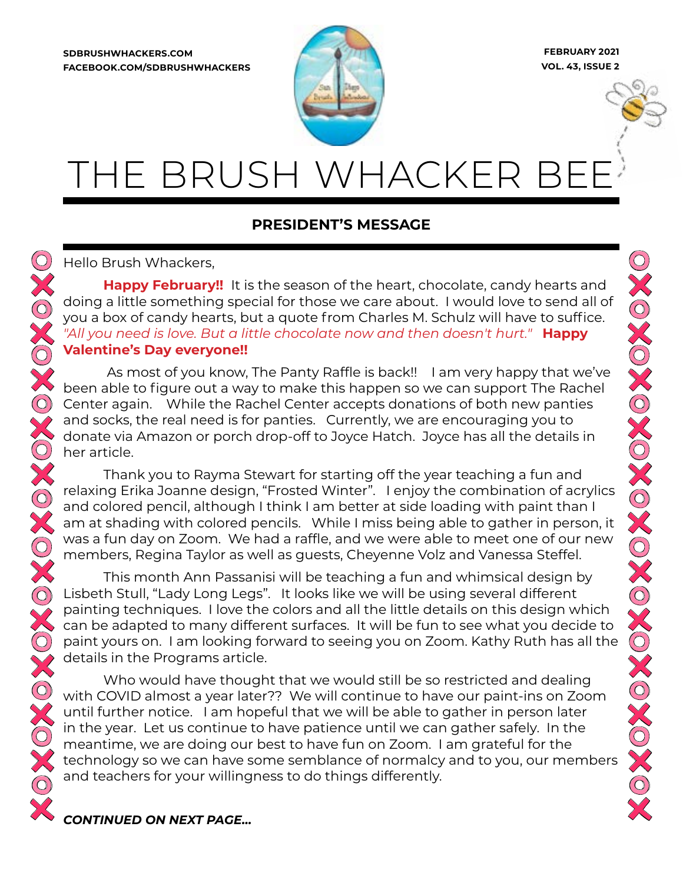SDBRUSHWHACKERS.COM
FACEBOOK.COM/SDBRUSHWHACKERS

FEBRUARY 2021
VOL. 43, ISSUE 2

# THE BRUSH WHACKER BEE

## PRESIDENT'S MESSAGE

Hello Brush Whackers,

**Happy February!!** It is the season of the heart, chocolate, candy hearts and doing a little something special for those we care about. I would love to send all of you a box of candy hearts, but a quote from Charles M. Schulz will have to suffice. *"All you need is love. But a little chocolate now and then doesn't hurt."* **Happy Valentine's Day everyone!!**

As most of you know, The Panty Raffle is back!! I am very happy that we've been able to figure out a way to make this happen so we can support The Rachel Center again. While the Rachel Center accepts donations of both new panties and socks, the real need is for panties. Currently, we are encouraging you to donate via Amazon or porch drop-off to Joyce Hatch. Joyce has all the details in her article.

Thank you to Rayma Stewart for starting off the year teaching a fun and relaxing Erika Joanne design, "Frosted Winter". I enjoy the combination of acrylics and colored pencil, although I think I am better at side loading with paint than I am at shading with colored pencils. While I miss being able to gather in person, it was a fun day on Zoom. We had a raffle, and we were able to meet one of our new members, Regina Taylor as well as guests, Cheyenne Volz and Vanessa Steffel.

This month Ann Passanisi will be teaching a fun and whimsical design by Lisbeth Stull, "Lady Long Legs". It looks like we will be using several different painting techniques. I love the colors and all the little details on this design which can be adapted to many different surfaces. It will be fun to see what you decide to paint yours on. I am looking forward to seeing you on Zoom. Kathy Ruth has all the details in the Programs article.

Who would have thought that we would still be so restricted and dealing with COVID almost a year later?? We will continue to have our paint-ins on Zoom until further notice. I am hopeful that we will be able to gather in person later in the year. Let us continue to have patience until we can gather safely. In the meantime, we are doing our best to have fun on Zoom. I am grateful for the technology so we can have some semblance of normalcy and to you, our members and teachers for your willingness to do things differently.

***CONTINUED ON NEXT PAGE...***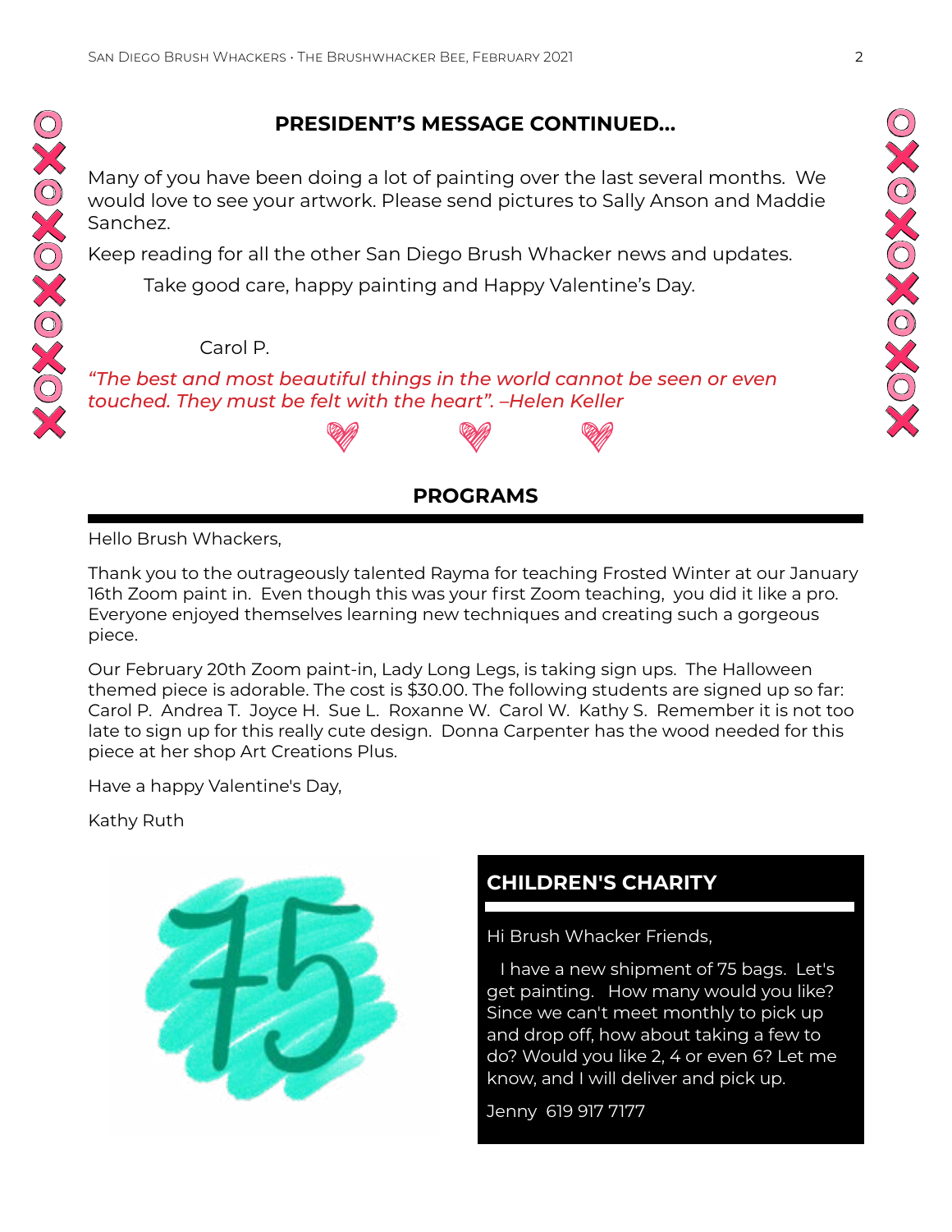## PRESIDENT'S MESSAGE CONTINUED…

Many of you have been doing a lot of painting over the last several months. We would love to see your artwork. Please send pictures to Sally Anson and Maddie Sanchez.

Keep reading for all the other San Diego Brush Whacker news and updates.

Take good care, happy painting and Happy Valentine's Day.

Carol P.

*"The best and most beautiful things in the world cannot be seen or even touched. They must be felt with the heart". –Helen Keller*

## PROGRAMS

Hello Brush Whackers,

Thank you to the outrageously talented Rayma for teaching Frosted Winter at our January 16th Zoom paint in. Even though this was your first Zoom teaching, you did it like a pro. Everyone enjoyed themselves learning new techniques and creating such a gorgeous piece.

Our February 20th Zoom paint-in, Lady Long Legs, is taking sign ups. The Halloween themed piece is adorable. The cost is $30.00. The following students are signed up so far: Carol P. Andrea T. Joyce H. Sue L. Roxanne W. Carol W. Kathy S. Remember it is not too late to sign up for this really cute design. Donna Carpenter has the wood needed for this piece at her shop Art Creations Plus.

Have a happy Valentine's Day,

Kathy Ruth

## CHILDREN'S CHARITY

Hi Brush Whacker Friends,

I have a new shipment of 75 bags. Let's get painting. How many would you like? Since we can't meet monthly to pick up and drop off, how about taking a few to do? Would you like 2, 4 or even 6? Let me know, and I will deliver and pick up.

Jenny 619 917 7177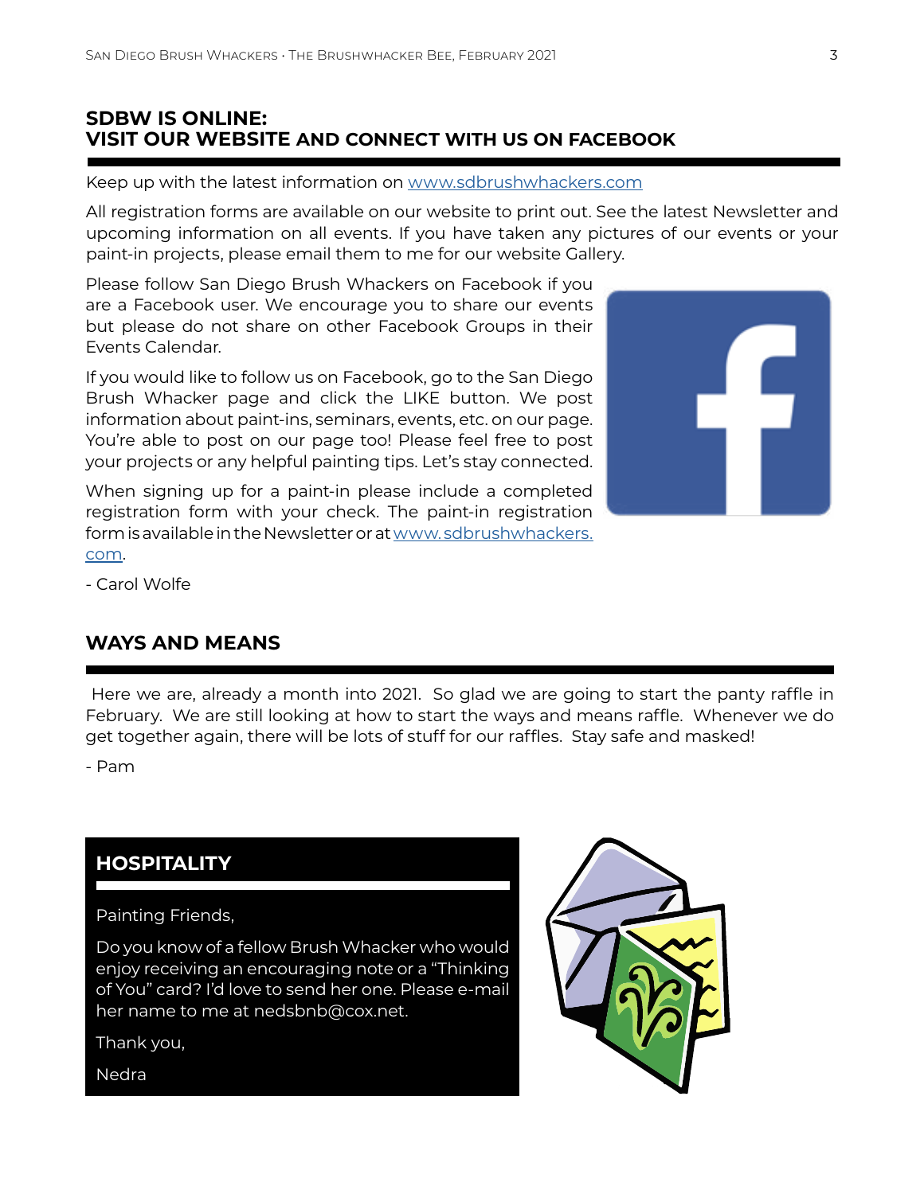## SDBW IS ONLINE:
## VISIT OUR WEBSITE AND CONNECT WITH US ON FACEBOOK

Keep up with the latest information on www.sdbrushwhackers.com

All registration forms are available on our website to print out. See the latest Newsletter and upcoming information on all events. If you have taken any pictures of our events or your paint-in projects, please email them to me for our website Gallery.

Please follow San Diego Brush Whackers on Facebook if you are a Facebook user. We encourage you to share our events but please do not share on other Facebook Groups in their Events Calendar.

If you would like to follow us on Facebook, go to the San Diego Brush Whacker page and click the LIKE button. We post information about paint-ins, seminars, events, etc. on our page. You're able to post on our page too! Please feel free to post your projects or any helpful painting tips. Let's stay connected.

When signing up for a paint-in please include a completed registration form with your check. The paint-in registration form is available in the Newsletter or at www.sdbrushwhackers.com.

- Carol Wolfe

## WAYS AND MEANS

Here we are, already a month into 2021. So glad we are going to start the panty raffle in February. We are still looking at how to start the ways and means raffle. Whenever we do get together again, there will be lots of stuff for our raffles. Stay safe and masked!

- Pam

## HOSPITALITY

Painting Friends,

Do you know of a fellow Brush Whacker who would enjoy receiving an encouraging note or a "Thinking of You" card? I'd love to send her one. Please e-mail her name to me at nedsbnb@cox.net.

Thank you,

Nedra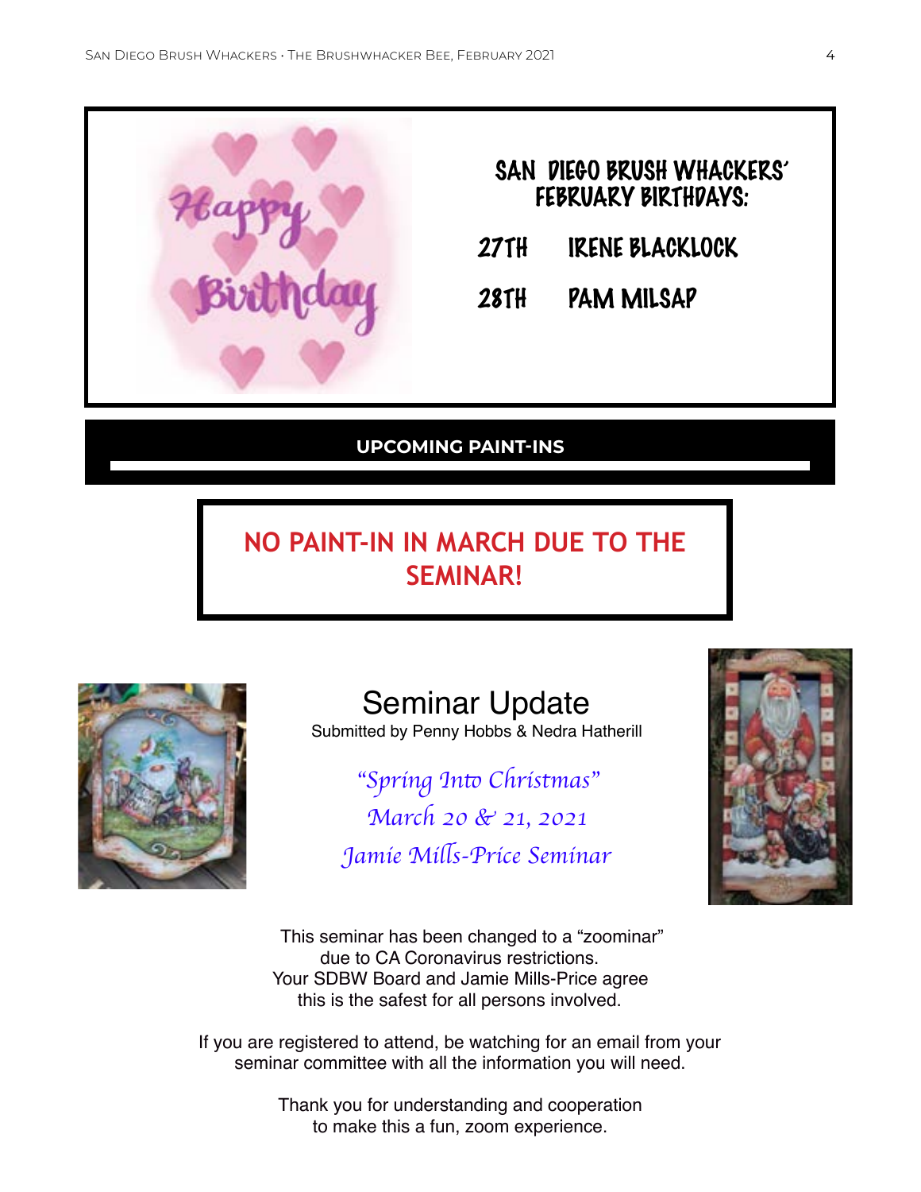## SAN DIEGO BRUSH WHACKERS' FEBRUARY BIRTHDAYS:

27TH IRENE BLACKLOCK

28TH PAM MILSAP

## UPCOMING PAINT-INS

**NO PAINT-IN IN MARCH DUE TO THE SEMINAR!**

# Seminar Update

Submitted by Penny Hobbs & Nedra Hatherill

*"Spring Into Christmas"*
*March 20 & 21, 2021*
*Jamie Mills-Price Seminar*

This seminar has been changed to a "zoominar" due to CA Coronavirus restrictions. Your SDBW Board and Jamie Mills-Price agree this is the safest for all persons involved.

If you are registered to attend, be watching for an email from your seminar committee with all the information you will need.

Thank you for understanding and cooperation to make this a fun, zoom experience.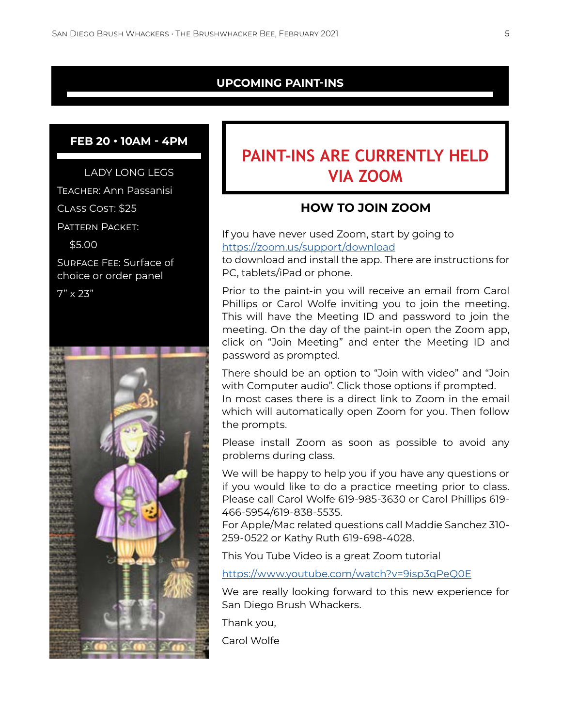## UPCOMING PAINT-INS

### FEB 20 • 10AM - 4PM

LADY LONG LEGS

Teacher: Ann Passanisi

Class Cost: $25

Pattern Packet: $5.00

Surface Fee: Surface of choice or order panel 7" x 23"

## PAINT-INS ARE CURRENTLY HELD VIA ZOOM

### HOW TO JOIN ZOOM

If you have never used Zoom, start by going to https://zoom.us/support/download to download and install the app. There are instructions for PC, tablets/iPad or phone.

Prior to the paint-in you will receive an email from Carol Phillips or Carol Wolfe inviting you to join the meeting. This will have the Meeting ID and password to join the meeting. On the day of the paint-in open the Zoom app, click on "Join Meeting" and enter the Meeting ID and password as prompted.

There should be an option to "Join with video" and "Join with Computer audio". Click those options if prompted. In most cases there is a direct link to Zoom in the email which will automatically open Zoom for you. Then follow the prompts.

Please install Zoom as soon as possible to avoid any problems during class.

We will be happy to help you if you have any questions or if you would like to do a practice meeting prior to class. Please call Carol Wolfe 619-985-3630 or Carol Phillips 619-466-5954/619-838-5535.
For Apple/Mac related questions call Maddie Sanchez 310-259-0522 or Kathy Ruth 619-698-4028.

This You Tube Video is a great Zoom tutorial

https://www.youtube.com/watch?v=9isp3qPeQ0E

We are really looking forward to this new experience for San Diego Brush Whackers.

Thank you,

Carol Wolfe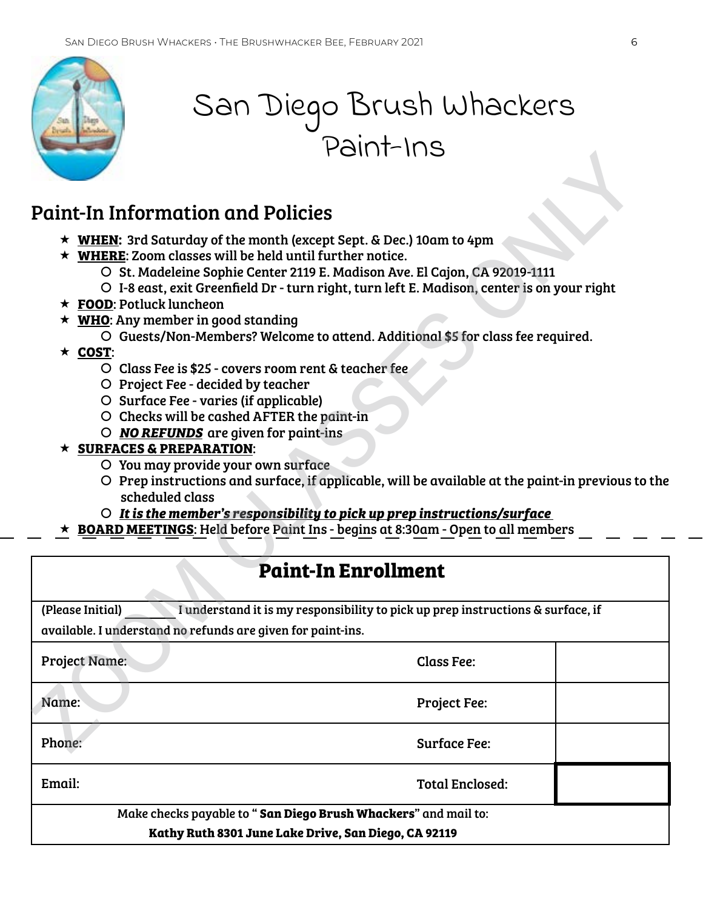# San Diego Brush Whackers Paint-Ins

ZOOM CLASSES ONLY

## Paint-In Information and Policies

- **WHEN:** 3rd Saturday of the month (except Sept. & Dec.) 10am to 4pm
- **WHERE**: Zoom classes will be held until further notice.
  - St. Madeleine Sophie Center 2119 E. Madison Ave. El Cajon, CA 92019-1111
  - I-8 east, exit Greenfield Dr - turn right, turn left E. Madison, center is on your right
- **FOOD**: Potluck luncheon
- **WHO**: Any member in good standing
  - Guests/Non-Members? Welcome to attend. Additional $5 for class fee required.
- **COST**:
  - Class Fee is $25 - covers room rent & teacher fee
  - Project Fee - decided by teacher
  - Surface Fee - varies (if applicable)
  - Checks will be cashed AFTER the paint-in
  - ***NO REFUNDS*** are given for paint-ins
- **SURFACES & PREPARATION**:
  - You may provide your own surface
  - Prep instructions and surface, if applicable, will be available at the paint-in previous to the scheduled class
  - ***It is the member's responsibility to pick up prep instructions/surface***
- **BOARD MEETINGS**: Held before Paint Ins - begins at 8:30am - Open to all members

## Paint-In Enrollment

(Please Initial) ________ I understand it is my responsibility to pick up prep instructions & surface, if available. I understand no refunds are given for paint-ins.

| | | |
|---|---|---|
| Project Name: | Class Fee: | |
| Name: | Project Fee: | |
| Phone: | Surface Fee: | |
| Email: | Total Enclosed: | |

Make checks payable to "**San Diego Brush Whackers**" and mail to:
**Kathy Ruth 8301 June Lake Drive, San Diego, CA 92119**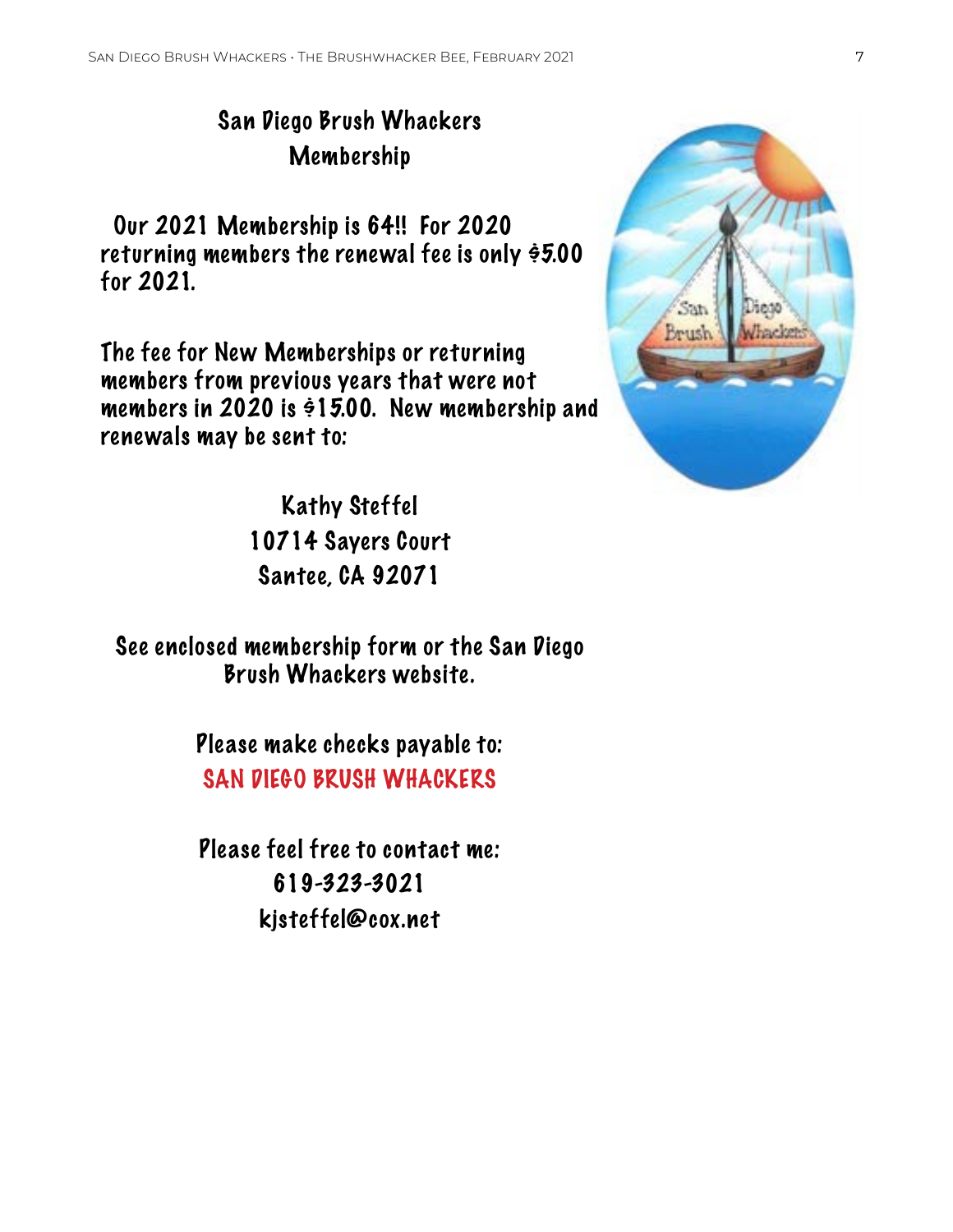# San Diego Brush Whackers Membership

Our 2021 Membership is 64!! For 2020 returning members the renewal fee is only $5.00 for 2021.

The fee for New Memberships or returning members from previous years that were not members in 2020 is $15.00. New membership and renewals may be sent to:

Kathy Steffel
10714 Sayers Court
Santee, CA 92071

See enclosed membership form or the San Diego Brush Whackers website.

Please make checks payable to:
SAN DIEGO BRUSH WHACKERS

Please feel free to contact me:
619-323-3021
kjsteffel@cox.net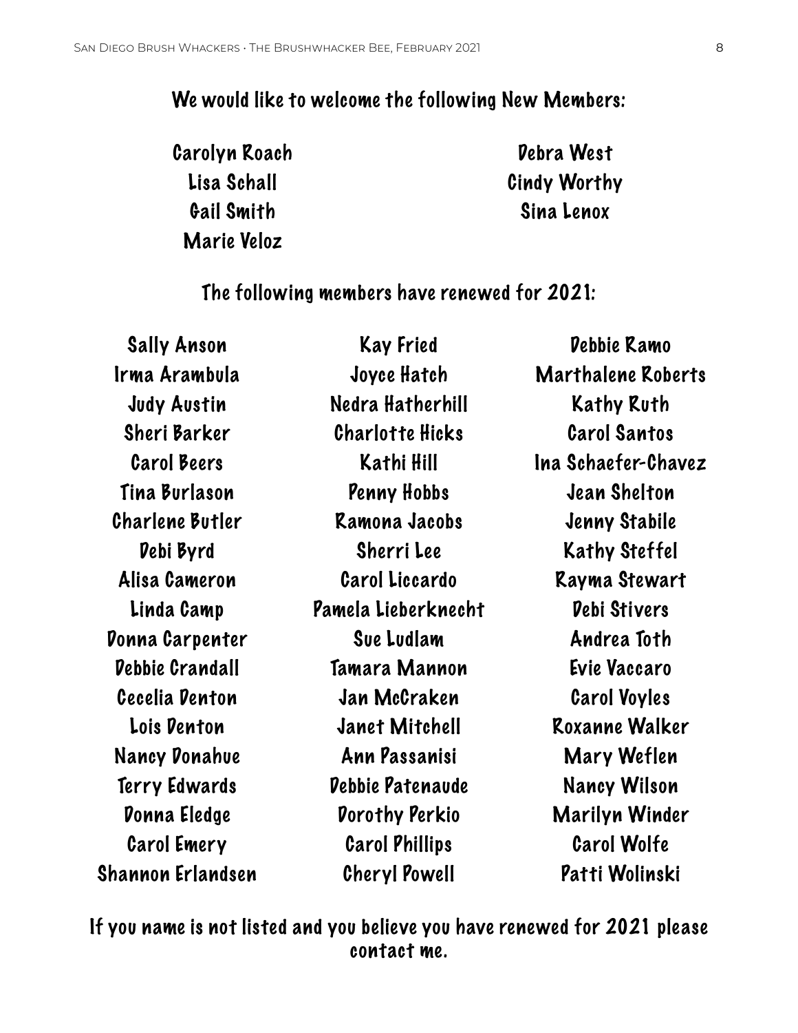## We would like to welcome the following New Members:

Carolyn Roach
Lisa Schall
Gail Smith
Marie Veloz
Debra West
Cindy Worthy
Sina Lenox

## The following members have renewed for 2021:

Sally Anson
Irma Arambula
Judy Austin
Sheri Barker
Carol Beers
Tina Burlason
Charlene Butler
Debi Byrd
Alisa Cameron
Linda Camp
Donna Carpenter
Debbie Crandall
Cecelia Denton
Lois Denton
Nancy Donahue
Terry Edwards
Donna Eledge
Carol Emery
Shannon Erlandsen
Kay Fried
Joyce Hatch
Nedra Hatherhill
Charlotte Hicks
Kathi Hill
Penny Hobbs
Ramona Jacobs
Sherri Lee
Carol Liccardo
Pamela Lieberknecht
Sue Ludlam
Tamara Mannon
Jan McCraken
Janet Mitchell
Ann Passanisi
Debbie Patenaude
Dorothy Perkio
Carol Phillips
Cheryl Powell
Debbie Ramo
Marthalene Roberts
Kathy Ruth
Carol Santos
Ina Schaefer-Chavez
Jean Shelton
Jenny Stabile
Kathy Steffel
Rayma Stewart
Debi Stivers
Andrea Toth
Evie Vaccaro
Carol Voyles
Roxanne Walker
Mary Weflen
Nancy Wilson
Marilyn Winder
Carol Wolfe
Patti Wolinski

**If you name is not listed and you believe you have renewed for 2021 please contact me.**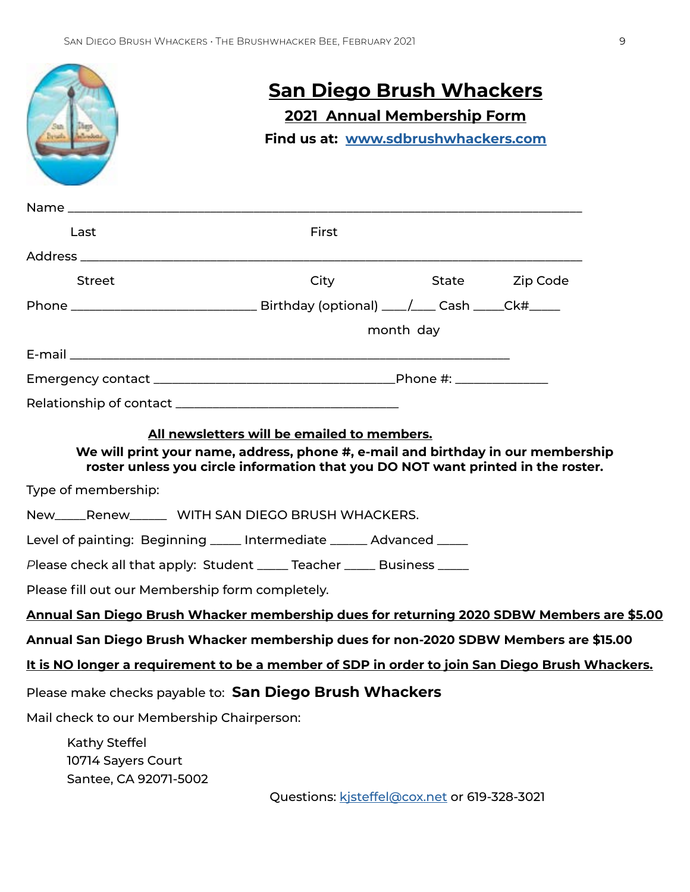# San Diego Brush Whackers

## 2021 Annual Membership Form

**Find us at: [www.sdbrushwhackers.com](http://www.sdbrushwhackers.com)**

Name ___________________________________________________________________________

Last First

Address _________________________________________________________________________

Street City State Zip Code

Phone ___________________________ Birthday (optional) ____/____ Cash _____Ck#_____

month day

E-mail _________________________________________________________________

Emergency contact ___________________________________Phone #: ______________

Relationship of contact __________________________________

**All newsletters will be emailed to members.**

**We will print your name, address, phone #, e-mail and birthday in our membership roster unless you circle information that you DO NOT want printed in the roster.**

Type of membership:

New_____Renew______ WITH SAN DIEGO BRUSH WHACKERS.

Level of painting: Beginning _____ Intermediate ______ Advanced _____

Please check all that apply: Student _____ Teacher _____ Business _____

Please fill out our Membership form completely.

**Annual San Diego Brush Whacker membership dues for returning 2020 SDBW Members are $5.00**

**Annual San Diego Brush Whacker membership dues for non-2020 SDBW Members are $15.00**

**It is NO longer a requirement to be a member of SDP in order to join San Diego Brush Whackers.**

Please make checks payable to: **San Diego Brush Whackers**

Mail check to our Membership Chairperson:

Kathy Steffel
10714 Sayers Court
Santee, CA 92071-5002

Questions: [kjsteffel@cox.net](mailto:kjsteffel@cox.net) or 619-328-3021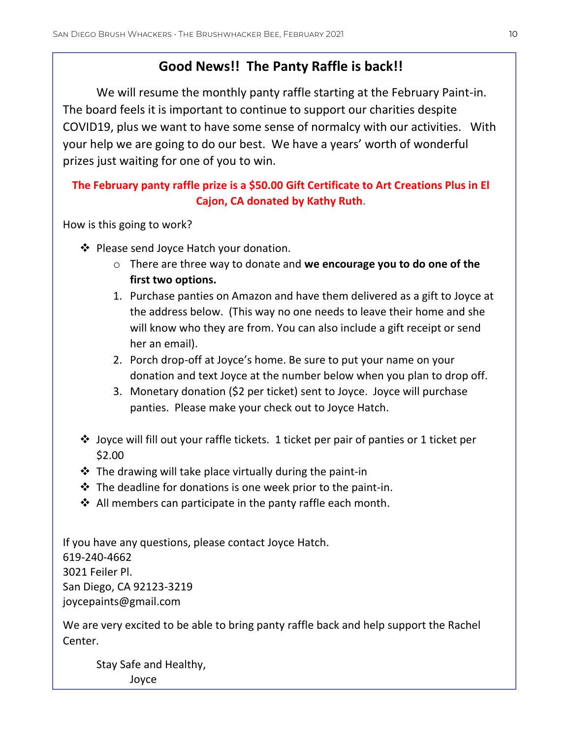## Good News!! The Panty Raffle is back!!

We will resume the monthly panty raffle starting at the February Paint-in. The board feels it is important to continue to support our charities despite COVID19, plus we want to have some sense of normalcy with our activities. With your help we are going to do our best. We have a years' worth of wonderful prizes just waiting for one of you to win.

**The February panty raffle prize is a $50.00 Gift Certificate to Art Creations Plus in El Cajon, CA donated by Kathy Ruth.**

How is this going to work?

- Please send Joyce Hatch your donation.
  - There are three way to donate and **we encourage you to do one of the first two options.**
  1. Purchase panties on Amazon and have them delivered as a gift to Joyce at the address below. (This way no one needs to leave their home and she will know who they are from. You can also include a gift receipt or send her an email).
  2. Porch drop-off at Joyce's home. Be sure to put your name on your donation and text Joyce at the number below when you plan to drop off.
  3. Monetary donation ($2 per ticket) sent to Joyce. Joyce will purchase panties. Please make your check out to Joyce Hatch.

- Joyce will fill out your raffle tickets. 1 ticket per pair of panties or 1 ticket per $2.00
- The drawing will take place virtually during the paint-in
- The deadline for donations is one week prior to the paint-in.
- All members can participate in the panty raffle each month.

If you have any questions, please contact Joyce Hatch.
619-240-4662
3021 Feiler Pl.
San Diego, CA 92123-3219
joycepaints@gmail.com

We are very excited to be able to bring panty raffle back and help support the Rachel Center.

Stay Safe and Healthy,
Joyce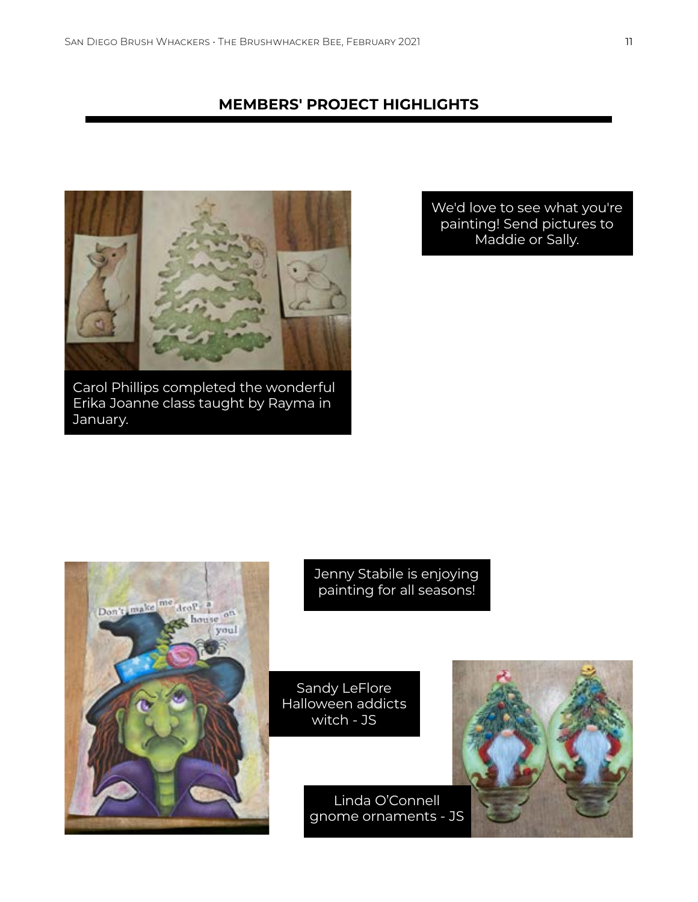## MEMBERS' PROJECT HIGHLIGHTS

Carol Phillips completed the wonderful Erika Joanne class taught by Rayma in January.

We'd love to see what you're painting! Send pictures to Maddie or Sally.

Jenny Stabile is enjoying painting for all seasons!

Sandy LeFlore Halloween addicts witch - JS

Linda O'Connell gnome ornaments - JS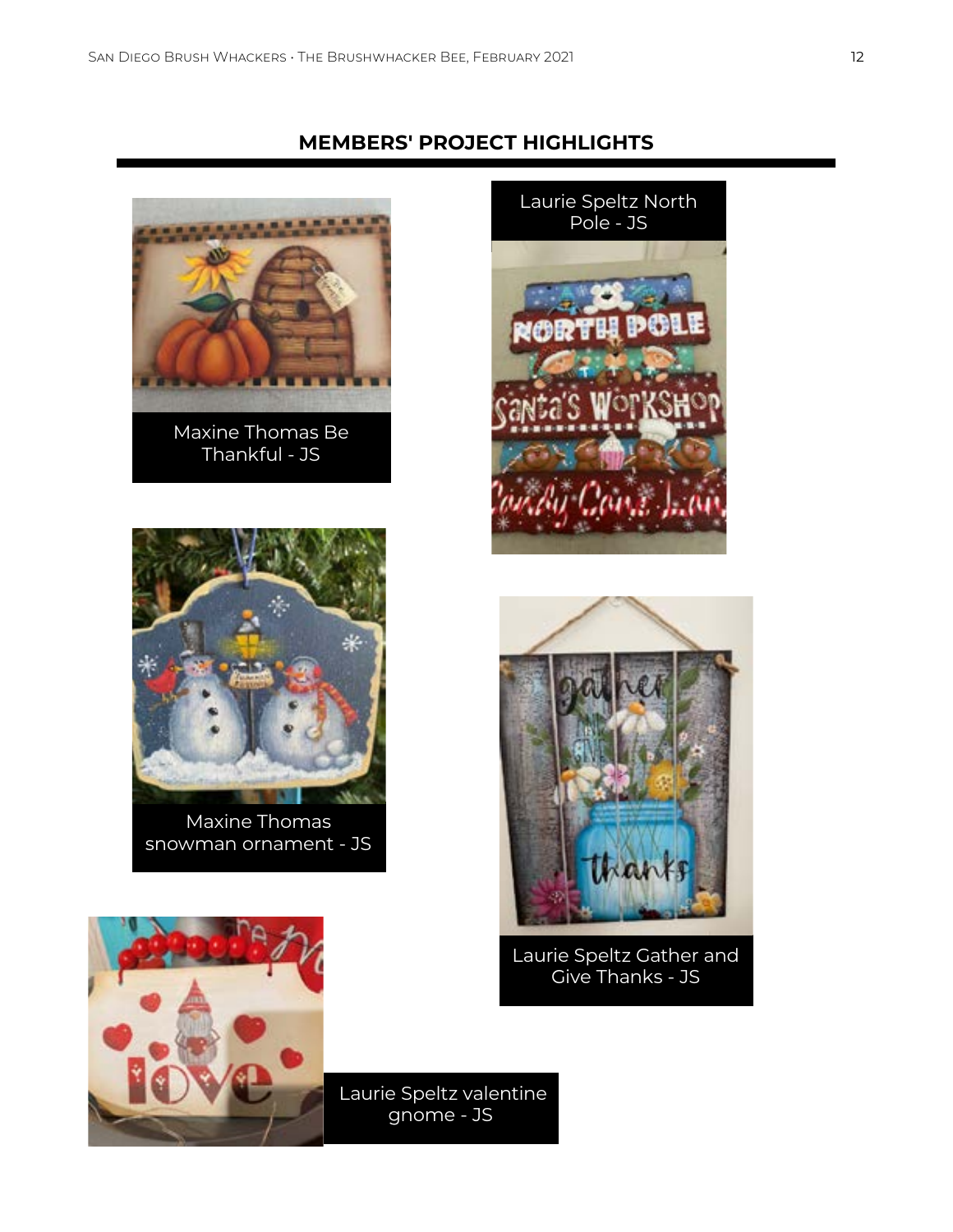## MEMBERS' PROJECT HIGHLIGHTS

Maxine Thomas Be Thankful - JS

Laurie Speltz North Pole - JS

Maxine Thomas snowman ornament - JS

Laurie Speltz Gather and Give Thanks - JS

Laurie Speltz valentine gnome - JS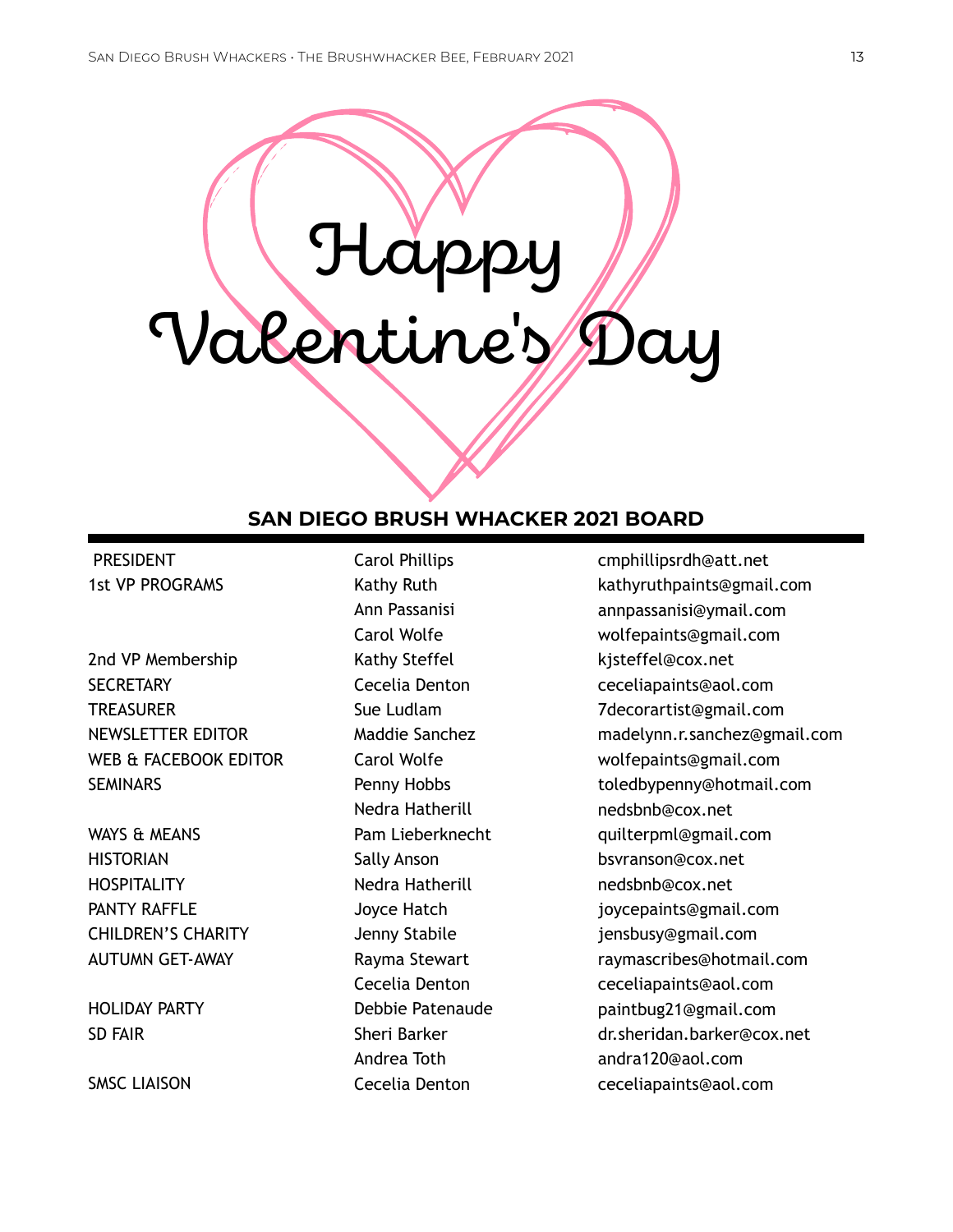# Happy Valentine's Day

## SAN DIEGO BRUSH WHACKER 2021 BOARD

| | | |
|---|---|---|
| PRESIDENT | Carol Phillips | cmphillipsrdh@att.net |
| 1st VP PROGRAMS | Kathy Ruth | kathyruthpaints@gmail.com |
| | Ann Passanisi | annpassanisi@ymail.com |
| | Carol Wolfe | wolfepaints@gmail.com |
| 2nd VP Membership | Kathy Steffel | kjsteffel@cox.net |
| SECRETARY | Cecelia Denton | ceceliapaints@aol.com |
| TREASURER | Sue Ludlam | 7decorartist@gmail.com |
| NEWSLETTER EDITOR | Maddie Sanchez | madelynn.r.sanchez@gmail.com |
| WEB & FACEBOOK EDITOR | Carol Wolfe | wolfepaints@gmail.com |
| SEMINARS | Penny Hobbs | toledbypenny@hotmail.com |
| | Nedra Hatherill | nedsbnb@cox.net |
| WAYS & MEANS | Pam Lieberknecht | quilterpml@gmail.com |
| HISTORIAN | Sally Anson | bsvranson@cox.net |
| HOSPITALITY | Nedra Hatherill | nedsbnb@cox.net |
| PANTY RAFFLE | Joyce Hatch | joycepaints@gmail.com |
| CHILDREN'S CHARITY | Jenny Stabile | jensbusy@gmail.com |
| AUTUMN GET-AWAY | Rayma Stewart | raymascribes@hotmail.com |
| | Cecelia Denton | ceceliapaints@aol.com |
| HOLIDAY PARTY | Debbie Patenaude | paintbug21@gmail.com |
| SD FAIR | Sheri Barker | dr.sheridan.barker@cox.net |
| | Andrea Toth | andra120@aol.com |
| SMSC LIAISON | Cecelia Denton | ceceliapaints@aol.com |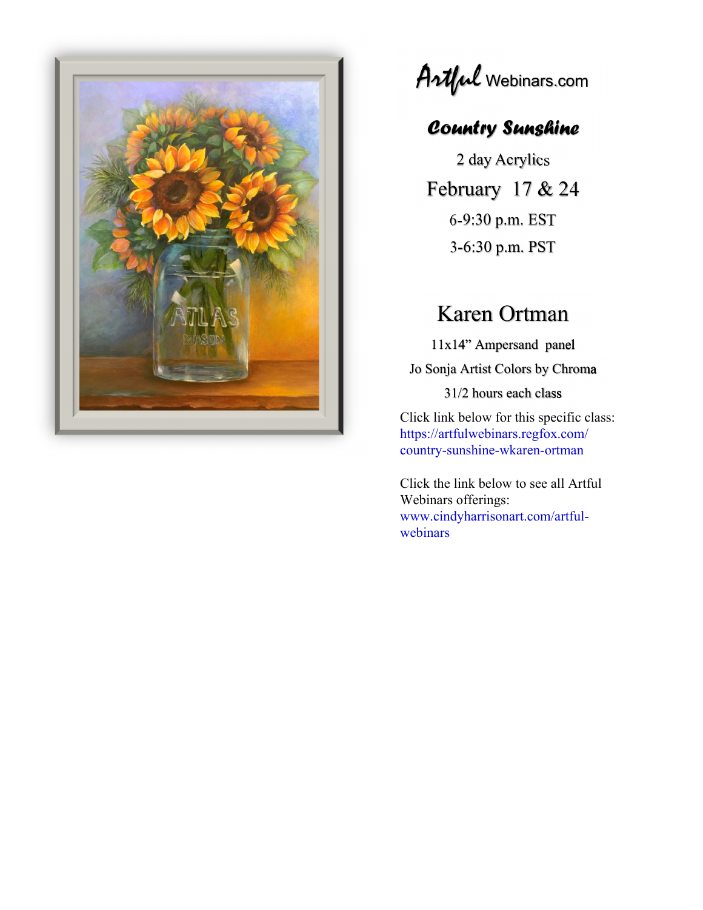Artful Webinars.com

## *Country Sunshine*

2 day Acrylics

February 17 & 24

6-9:30 p.m. EST

3-6:30 p.m. PST

## Karen Ortman

11x14" Ampersand panel

Jo Sonja Artist Colors by Chroma

31/2 hours each class

Click link below for this specific class:
https://artfulwebinars.regfox.com/country-sunshine-wkaren-ortman

Click the link below to see all Artful Webinars offerings:
www.cindyharrisonart.com/artful-webinars